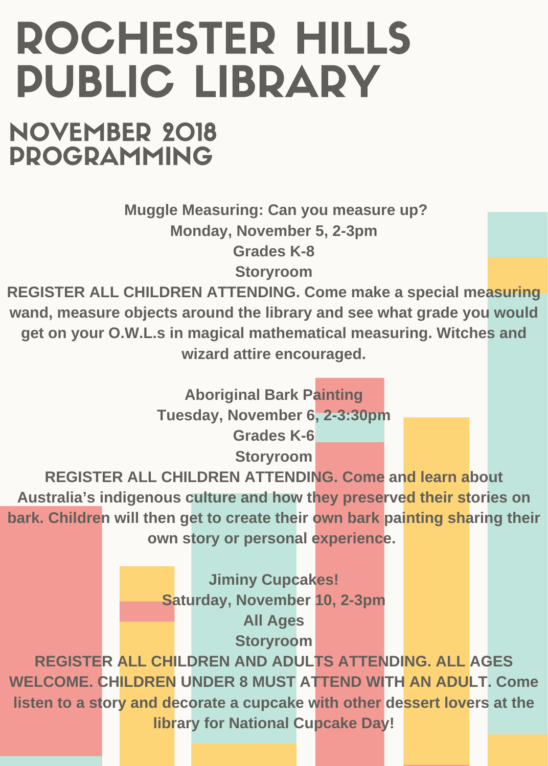# ROCHESTER HILLS PUBLIC LIBRARY

## NOVEMBER 2018 PROGRAMMING

**Muggle Measuring: Can you measure up?**
**Monday, November 5, 2-3pm**
**Grades K-8**
**Storyroom**

**REGISTER ALL CHILDREN ATTENDING. Come make a special measuring wand, measure objects around the library and see what grade you would get on your O.W.L.s in magical mathematical measuring. Witches and wizard attire encouraged.**

**Aboriginal Bark Painting**
**Tuesday, November 6, 2-3:30pm**
**Grades K-6**
**Storyroom**

**REGISTER ALL CHILDREN ATTENDING. Come and learn about Australia's indigenous culture and how they preserved their stories on bark. Children will then get to create their own bark painting sharing their own story or personal experience.**

**Jiminy Cupcakes!**
**Saturday, November 10, 2-3pm**
**All Ages**
**Storyroom**

**REGISTER ALL CHILDREN AND ADULTS ATTENDING. ALL AGES WELCOME. CHILDREN UNDER 8 MUST ATTEND WITH AN ADULT. Come listen to a story and decorate a cupcake with other dessert lovers at the library for National Cupcake Day!**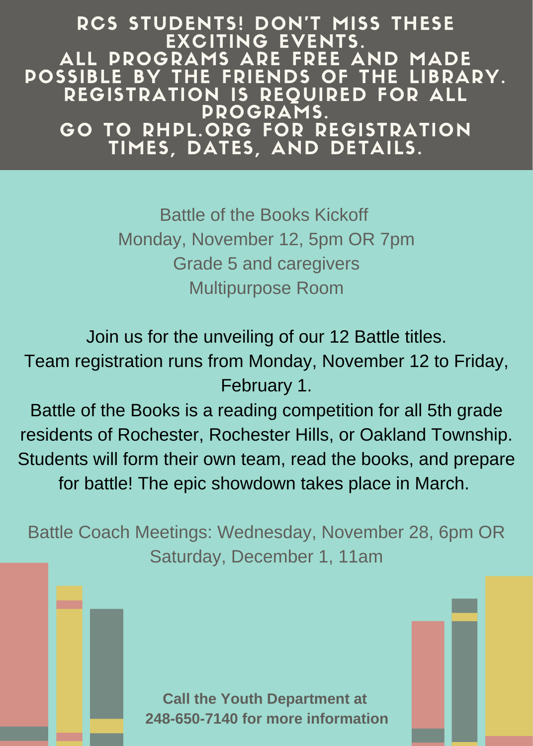# RCS STUDENTS! DON'T MISS THESE EXCITING EVENTS.

**ALL PROGRAMS ARE FREE AND MADE POSSIBLE BY THE FRIENDS OF THE LIBRARY. REGISTRATION IS REQUIRED FOR ALL PROGRAMS. GO TO RHPL.ORG FOR REGISTRATION TIMES, DATES, AND DETAILS.**

Battle of the Books Kickoff
Monday, November 12, 5pm OR 7pm
Grade 5 and caregivers
Multipurpose Room

Join us for the unveiling of our 12 Battle titles.
Team registration runs from Monday, November 12 to Friday, February 1.
Battle of the Books is a reading competition for all 5th grade residents of Rochester, Rochester Hills, or Oakland Township. Students will form their own team, read the books, and prepare for battle! The epic showdown takes place in March.

Battle Coach Meetings: Wednesday, November 28, 6pm OR Saturday, December 1, 11am

**Call the Youth Department at 248-650-7140 for more information**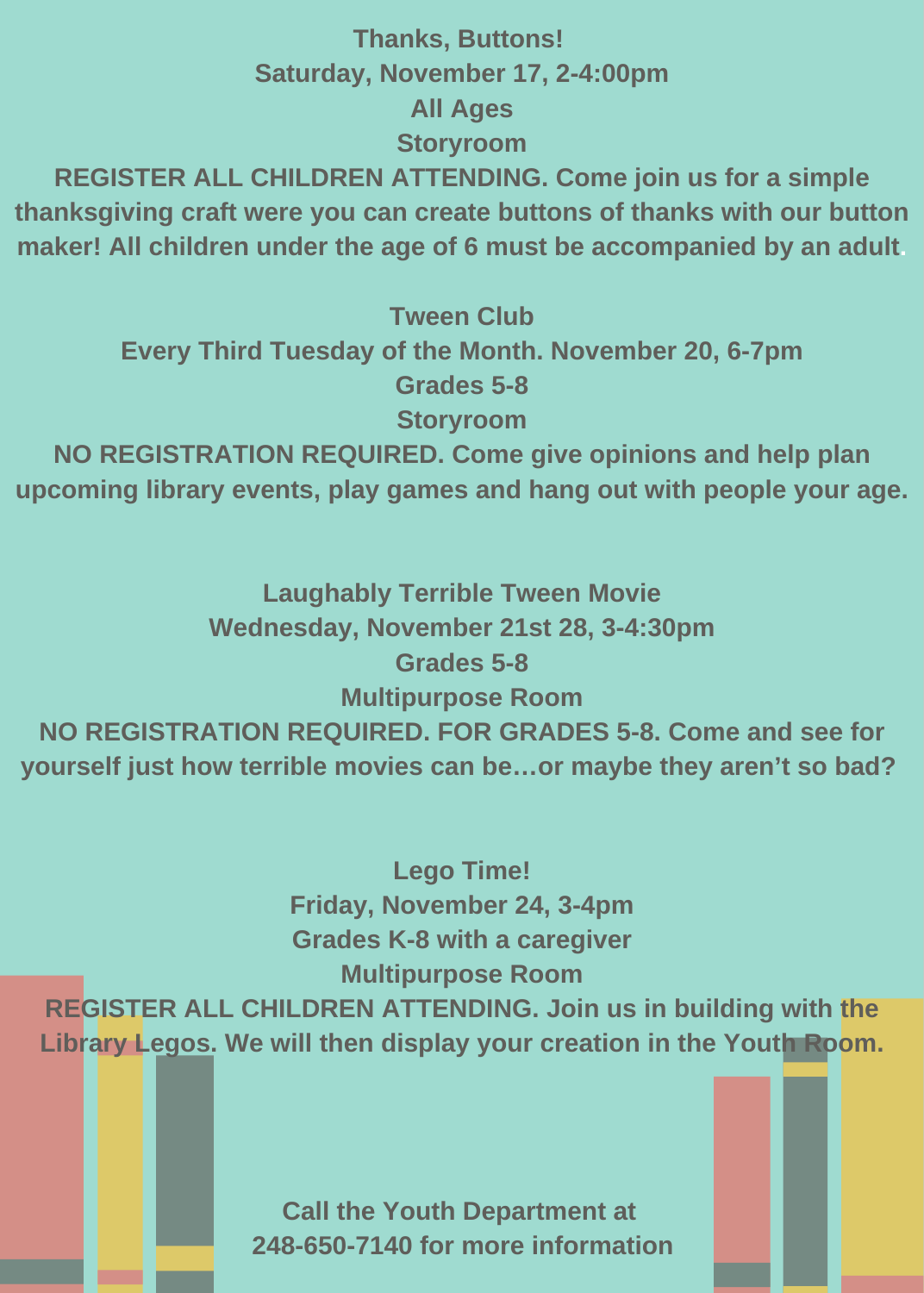**Thanks, Buttons!**
**Saturday, November 17, 2-4:00pm**
**All Ages**
**Storyroom**
**REGISTER ALL CHILDREN ATTENDING. Come join us for a simple thanksgiving craft were you can create buttons of thanks with our button maker! All children under the age of 6 must be accompanied by an adult.**

**Tween Club**
**Every Third Tuesday of the Month. November 20, 6-7pm**
**Grades 5-8**
**Storyroom**
**NO REGISTRATION REQUIRED. Come give opinions and help plan upcoming library events, play games and hang out with people your age.**

**Laughably Terrible Tween Movie**
**Wednesday, November 21st 28, 3-4:30pm**
**Grades 5-8**
**Multipurpose Room**
**NO REGISTRATION REQUIRED. FOR GRADES 5-8. Come and see for yourself just how terrible movies can be…or maybe they aren't so bad?**

**Lego Time!**
**Friday, November 24, 3-4pm**
**Grades K-8 with a caregiver**
**Multipurpose Room**
**REGISTER ALL CHILDREN ATTENDING. Join us in building with the Library Legos. We will then display your creation in the Youth Room.**

**Call the Youth Department at 248-650-7140 for more information**